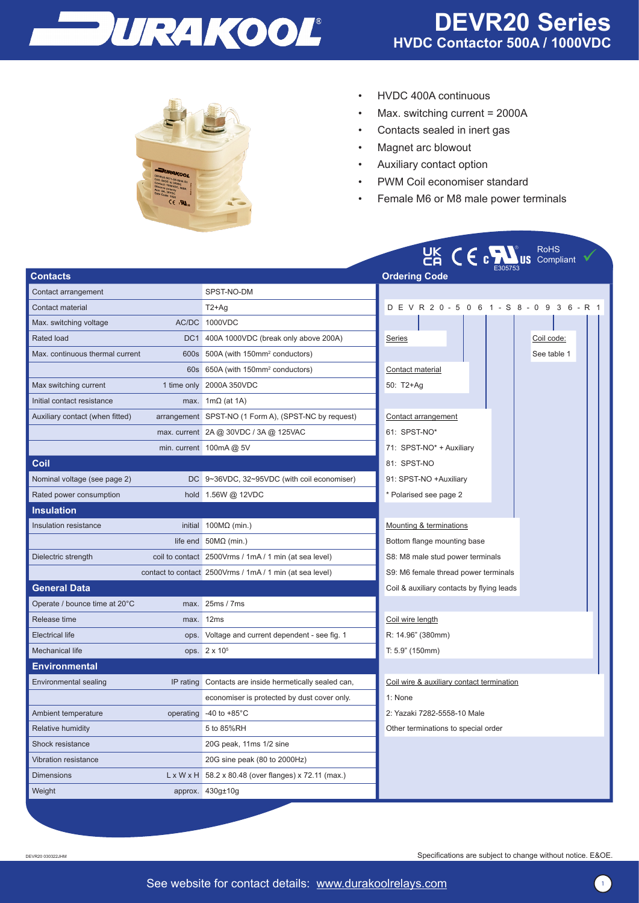# DEVR20 Series

## HVDC Contactor 500A / 1000VDC

- HVDC 400A continuous
- Max. switching current = 2000A
- Contacts sealed in inert gas
- Magnet arc blowout
- Auxiliary contact option
- PWM Coil economiser standard
- Female M6 or M8 male power terminals

UK CA CE cULus E305753 RoHS Compliant

## Contacts

| | | |
|---|---|---|
| Contact arrangement | | SPST-NO-DM |
| Contact material | | T2+Ag |
| Max. switching voltage | AC/DC | 1000VDC |
| Rated load | DC1 | 400A 1000VDC (break only above 200A) |
| Max. continuous thermal current | 600s | 500A (with 150mm² conductors) |
| | 60s | 650A (with 150mm² conductors) |
| Max switching current | 1 time only | 2000A 350VDC |
| Initial contact resistance | max. | 1mΩ (at 1A) |
| Auxiliary contact (when fitted) | arrangement | SPST-NO (1 Form A), (SPST-NC by request) |
| | max. current | 2A @ 30VDC / 3A @ 125VAC |
| | min. current | 100mA @ 5V |

## Coil

| | | |
|---|---|---|
| Nominal voltage (see page 2) | DC | 9~36VDC, 32~95VDC (with coil economiser) |
| Rated power consumption | hold | 1.56W @ 12VDC |

## Insulation

| | | |
|---|---|---|
| Insulation resistance | initial | 100MΩ (min.) |
| | life end | 50MΩ (min.) |
| Dielectric strength | coil to contact | 2500Vrms / 1mA / 1 min (at sea level) |
| | contact to contact | 2500Vrms / 1mA / 1 min (at sea level) |

## General Data

| | | |
|---|---|---|
| Operate / bounce time at 20°C | max. | 25ms / 7ms |
| Release time | max. | 12ms |
| Electrical life | ops. | Voltage and current dependent - see fig. 1 |
| Mechanical life | ops. | 2 x 10⁵ |

## Environmental

| | | |
|---|---|---|
| Environmental sealing | IP rating | Contacts are inside hermetically sealed can, |
| | | economiser is protected by dust cover only. |
| Ambient temperature | operating | -40 to +85°C |
| Relative humidity | | 5 to 85%RH |
| Shock resistance | | 20G peak, 11ms 1/2 sine |
| Vibration resistance | | 20G sine peak (80 to 2000Hz) |
| Dimensions | L x W x H | 58.2 x 80.48 (over flanges) x 72.11 (max.) |
| Weight | approx. | 430g±10g |

## Ordering Code

D E V R 2 0 - 5 0 6 1 - S 8 - 0 9 3 6 - R 1

**Series**

**Coil code:** See table 1

**Contact material**
50: T2+Ag

**Contact arrangement**
61: SPST-NO*
71: SPST-NO* + Auxiliary
81: SPST-NO
91: SPST-NO +Auxiliary
* Polarised see page 2

**Mounting & terminations**
Bottom flange mounting base
S8: M8 male stud power terminals
S9: M6 female thread power terminals
Coil & auxiliary contacts by flying leads

**Coil wire length**
R: 14.96" (380mm)
T: 5.9" (150mm)

**Coil wire & auxiliary contact termination**
1: None
2: Yazaki 7282-5558-10 Male
Other terminations to special order

DEVR20 030322JHM

Specifications are subject to change without notice. E&OE.

See website for contact details: www.durakoolrelays.com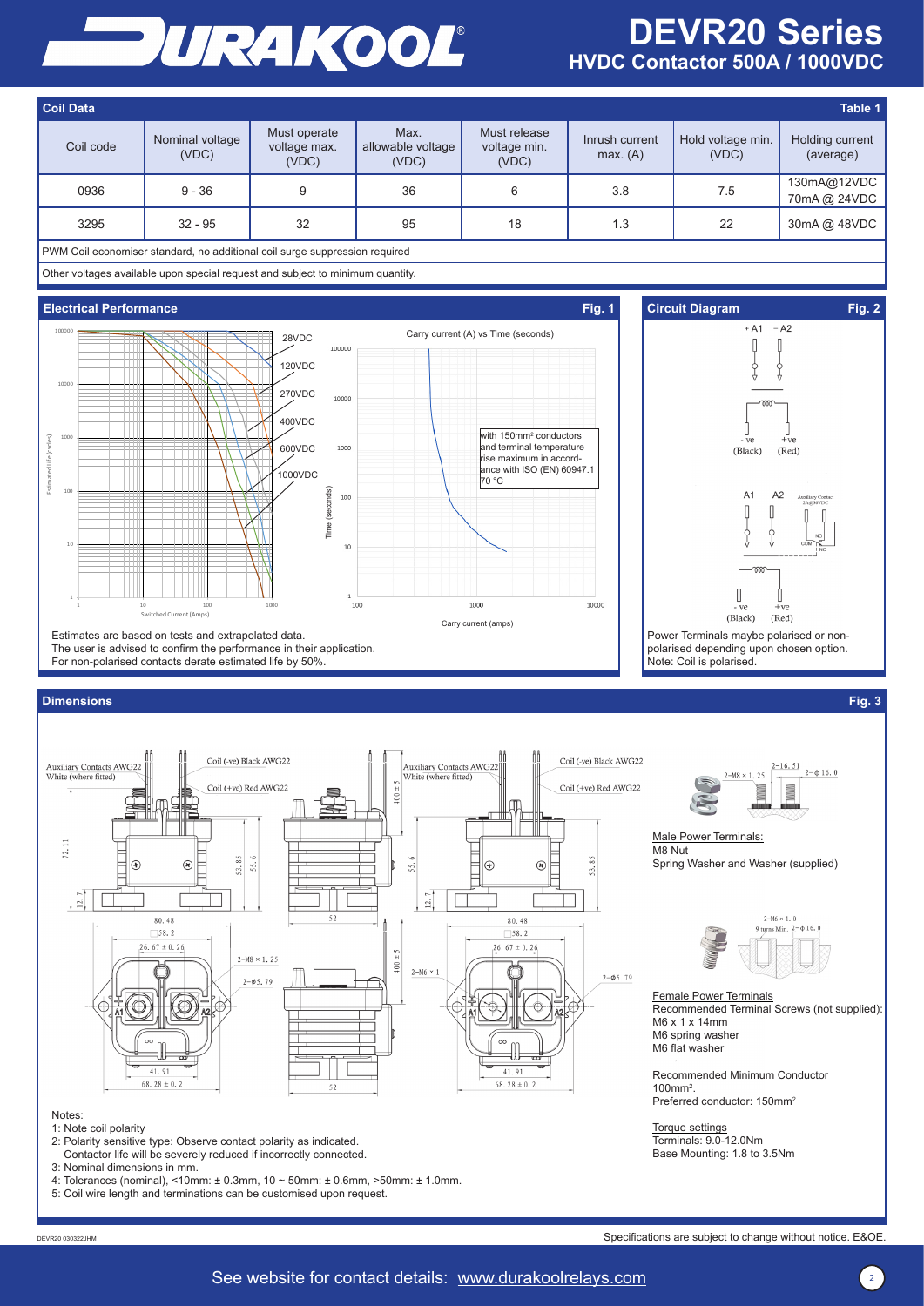# DEVR20 Series

## HVDC Contactor 500A / 1000VDC

### Coil Data

Table 1

| Coil code | Nominal voltage (VDC) | Must operate voltage max. (VDC) | Max. allowable voltage (VDC) | Must release voltage min. (VDC) | Inrush current max. (A) | Hold voltage min. (VDC) | Holding current (average) |
|---|---|---|---|---|---|---|---|
| 0936 | 9 - 36 | 9 | 36 | 6 | 3.8 | 7.5 | 130mA@12VDC 70mA @ 24VDC |
| 3295 | 32 - 95 | 32 | 95 | 18 | 1.3 | 22 | 30mA @ 48VDC |

PWM Coil economiser standard, no additional coil surge suppression required

Other voltages available upon special request and subject to minimum quantity.

### Electrical Performance

Fig. 1

Estimated Life (cycles)

Switched Current (Amps)

28VDC

120VDC

270VDC

400VDC

600VDC

1000VDC

Carry current (A) vs Time (seconds)

Time (seconds)

Carry current (amps)

with 150mm² conductors and terminal temperature rise maximum in accordance with ISO (EN) 60947.1 70 °C

Estimates are based on tests and extrapolated data.
The user is advised to confirm the performance in their application.
For non-polarised contacts derate estimated life by 50%.

### Circuit Diagram

Fig. 2

+ A1 − A2

- ve (Black) +ve (Red)

Auxiliary Contact 2A@30VDC

NO COM NC

Power Terminals maybe polarised or non-polarised depending upon chosen option.
Note: Coil is polarised.

### Dimensions

Fig. 3

Auxiliary Contacts AWG22 White (where fitted)

Coil (-ve) Black AWG22

Coil (+ve) Red AWG22

72.11 53.85 55.6 12.7 400 ± 5 80.48 58.2 26.67 ± 0.26 2−M8 × 1.25 2−Φ5.79 41.91 68.28 ± 0.2 52 2−M6 × 1

2−M8 × 1.25 2−16.51 2−Φ16.0

Male Power Terminals:
M8 Nut
Spring Washer and Washer (supplied)

2−M6 × 1.0 9 turns Min. 2−Φ16.0

Female Power Terminals
Recommended Terminal Screws (not supplied):
M6 x 1 x 14mm
M6 spring washer
M6 flat washer

Recommended Minimum Conductor
100mm².
Preferred conductor: 150mm²

Torque settings
Terminals: 9.0-12.0Nm
Base Mounting: 1.8 to 3.5Nm

Notes:

1: Note coil polarity
2: Polarity sensitive type: Observe contact polarity as indicated.
Contactor life will be severely reduced if incorrectly connected.
3: Nominal dimensions in mm.
4: Tolerances (nominal), <10mm: ± 0.3mm, 10 ~ 50mm: ± 0.6mm, >50mm: ± 1.0mm.
5: Coil wire length and terminations can be customised upon request.

DEVR20 030322JHM

Specifications are subject to change without notice. E&OE.

See website for contact details: www.durakoolrelays.com